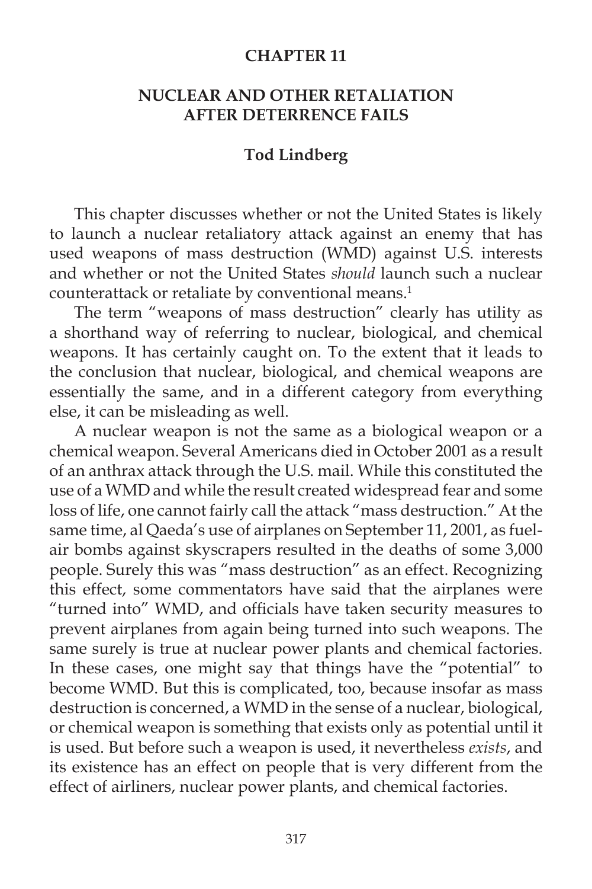# CHAPTER 11

## NUCLEAR AND OTHER RETALIATION AFTER DETERRENCE FAILS

**Tod Lindberg**

This chapter discusses whether or not the United States is likely to launch a nuclear retaliatory attack against an enemy that has used weapons of mass destruction (WMD) against U.S. interests and whether or not the United States *should* launch such a nuclear counterattack or retaliate by conventional means.[1]

The term "weapons of mass destruction" clearly has utility as a shorthand way of referring to nuclear, biological, and chemical weapons. It has certainly caught on. To the extent that it leads to the conclusion that nuclear, biological, and chemical weapons are essentially the same, and in a different category from everything else, it can be misleading as well.

A nuclear weapon is not the same as a biological weapon or a chemical weapon. Several Americans died in October 2001 as a result of an anthrax attack through the U.S. mail. While this constituted the use of a WMD and while the result created widespread fear and some loss of life, one cannot fairly call the attack "mass destruction." At the same time, al Qaeda's use of airplanes on September 11, 2001, as fuel-air bombs against skyscrapers resulted in the deaths of some 3,000 people. Surely this was "mass destruction" as an effect. Recognizing this effect, some commentators have said that the airplanes were "turned into" WMD, and officials have taken security measures to prevent airplanes from again being turned into such weapons. The same surely is true at nuclear power plants and chemical factories. In these cases, one might say that things have the "potential" to become WMD. But this is complicated, too, because insofar as mass destruction is concerned, a WMD in the sense of a nuclear, biological, or chemical weapon is something that exists only as potential until it is used. But before such a weapon is used, it nevertheless *exists*, and its existence has an effect on people that is very different from the effect of airliners, nuclear power plants, and chemical factories.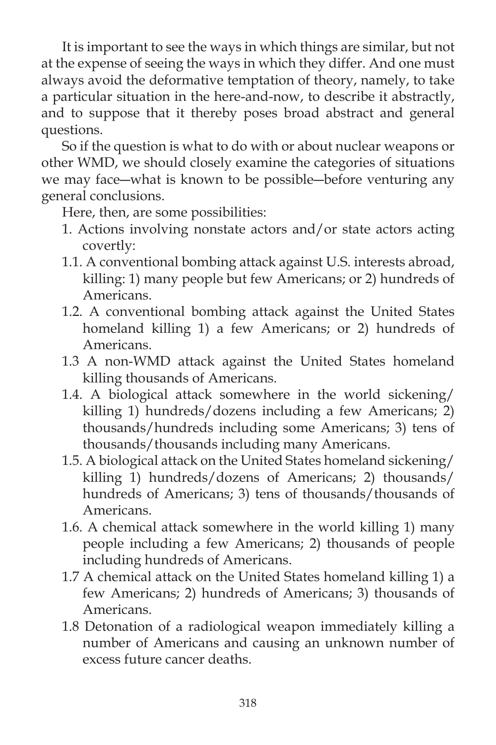It is important to see the ways in which things are similar, but not at the expense of seeing the ways in which they differ. And one must always avoid the deformative temptation of theory, namely, to take a particular situation in the here-and-now, to describe it abstractly, and to suppose that it thereby poses broad abstract and general questions.

So if the question is what to do with or about nuclear weapons or other WMD, we should closely examine the categories of situations we may face—what is known to be possible—before venturing any general conclusions.

Here, then, are some possibilities:

1. Actions involving nonstate actors and/or state actors acting covertly:

1.1. A conventional bombing attack against U.S. interests abroad, killing: 1) many people but few Americans; or 2) hundreds of Americans.

1.2. A conventional bombing attack against the United States homeland killing 1) a few Americans; or 2) hundreds of Americans.

1.3 A non-WMD attack against the United States homeland killing thousands of Americans.

1.4. A biological attack somewhere in the world sickening/killing 1) hundreds/dozens including a few Americans; 2) thousands/hundreds including some Americans; 3) tens of thousands/thousands including many Americans.

1.5. A biological attack on the United States homeland sickening/killing 1) hundreds/dozens of Americans; 2) thousands/hundreds of Americans; 3) tens of thousands/thousands of Americans.

1.6. A chemical attack somewhere in the world killing 1) many people including a few Americans; 2) thousands of people including hundreds of Americans.

1.7 A chemical attack on the United States homeland killing 1) a few Americans; 2) hundreds of Americans; 3) thousands of Americans.

1.8 Detonation of a radiological weapon immediately killing a number of Americans and causing an unknown number of excess future cancer deaths.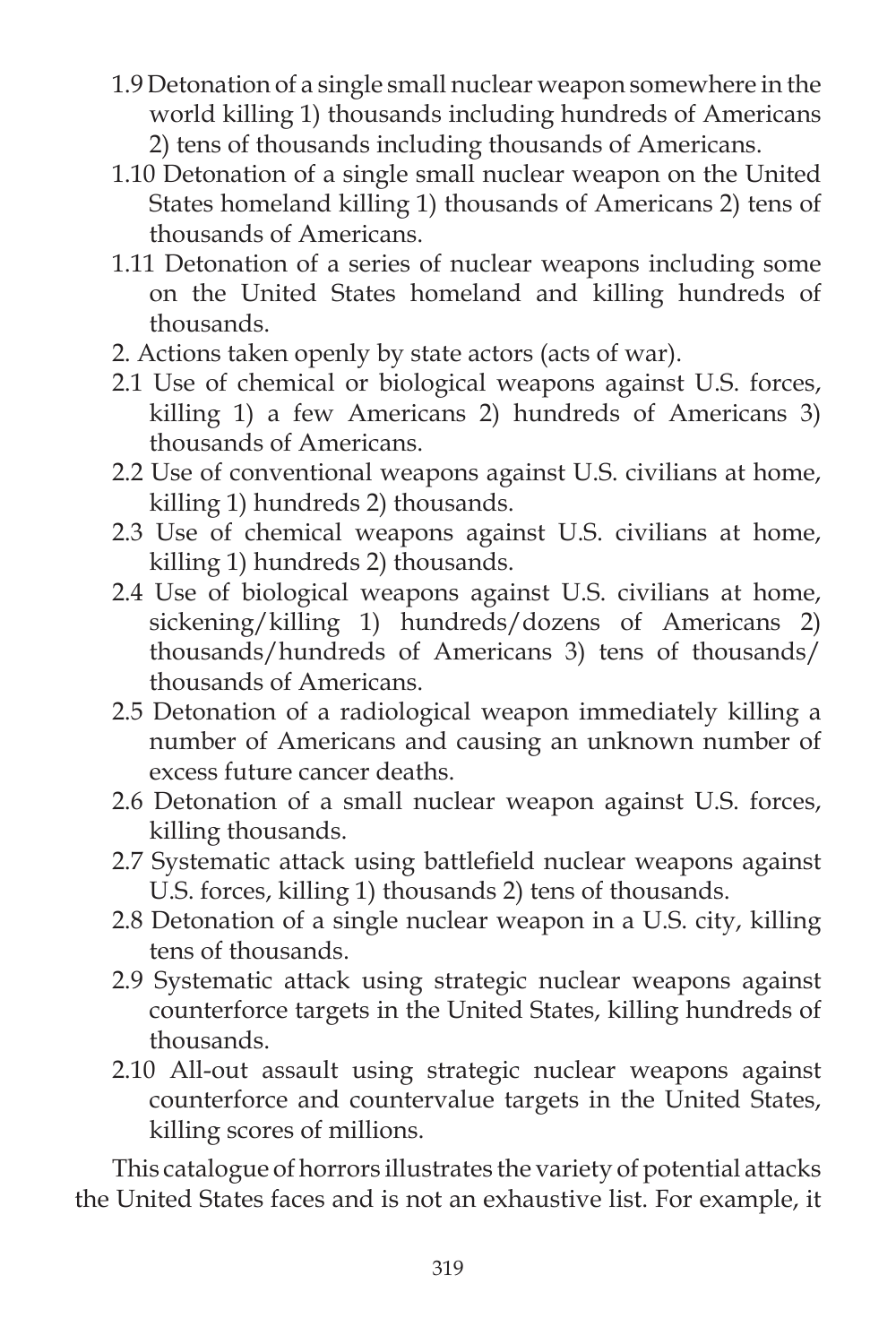1.9 Detonation of a single small nuclear weapon somewhere in the world killing 1) thousands including hundreds of Americans 2) tens of thousands including thousands of Americans.

1.10 Detonation of a single small nuclear weapon on the United States homeland killing 1) thousands of Americans 2) tens of thousands of Americans.

1.11 Detonation of a series of nuclear weapons including some on the United States homeland and killing hundreds of thousands.

2. Actions taken openly by state actors (acts of war).

2.1 Use of chemical or biological weapons against U.S. forces, killing 1) a few Americans 2) hundreds of Americans 3) thousands of Americans.

2.2 Use of conventional weapons against U.S. civilians at home, killing 1) hundreds 2) thousands.

2.3 Use of chemical weapons against U.S. civilians at home, killing 1) hundreds 2) thousands.

2.4 Use of biological weapons against U.S. civilians at home, sickening/killing 1) hundreds/dozens of Americans 2) thousands/hundreds of Americans 3) tens of thousands/ thousands of Americans.

2.5 Detonation of a radiological weapon immediately killing a number of Americans and causing an unknown number of excess future cancer deaths.

2.6 Detonation of a small nuclear weapon against U.S. forces, killing thousands.

2.7 Systematic attack using battlefield nuclear weapons against U.S. forces, killing 1) thousands 2) tens of thousands.

2.8 Detonation of a single nuclear weapon in a U.S. city, killing tens of thousands.

2.9 Systematic attack using strategic nuclear weapons against counterforce targets in the United States, killing hundreds of thousands.

2.10 All-out assault using strategic nuclear weapons against counterforce and countervalue targets in the United States, killing scores of millions.

This catalogue of horrors illustrates the variety of potential attacks the United States faces and is not an exhaustive list. For example, it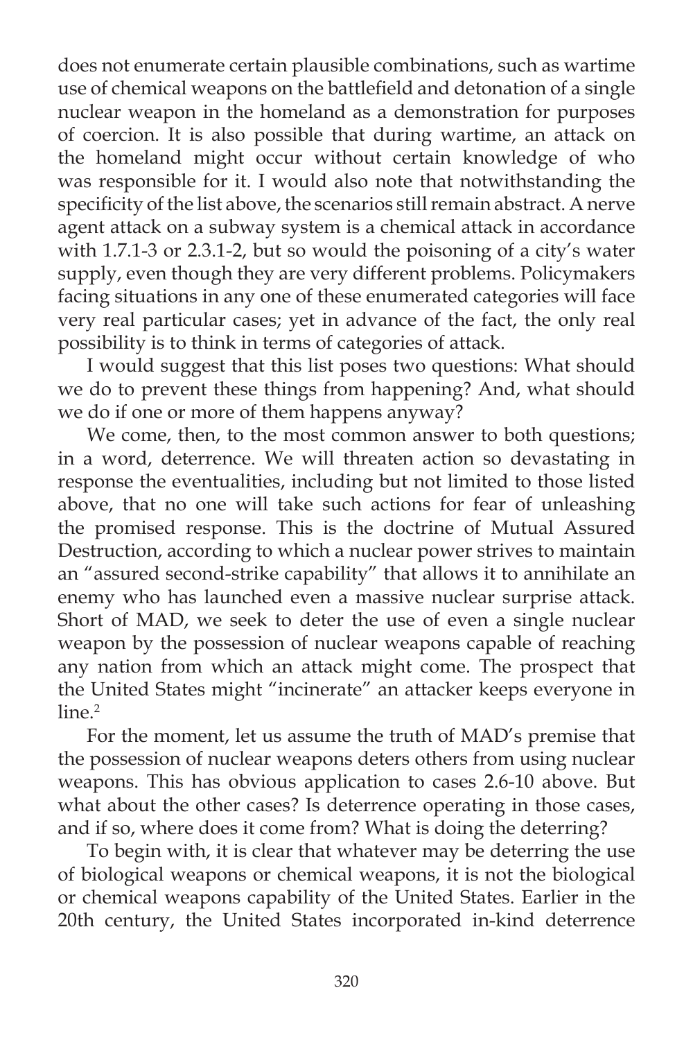does not enumerate certain plausible combinations, such as wartime use of chemical weapons on the battlefield and detonation of a single nuclear weapon in the homeland as a demonstration for purposes of coercion. It is also possible that during wartime, an attack on the homeland might occur without certain knowledge of who was responsible for it. I would also note that notwithstanding the specificity of the list above, the scenarios still remain abstract. A nerve agent attack on a subway system is a chemical attack in accordance with 1.7.1-3 or 2.3.1-2, but so would the poisoning of a city's water supply, even though they are very different problems. Policymakers facing situations in any one of these enumerated categories will face very real particular cases; yet in advance of the fact, the only real possibility is to think in terms of categories of attack.

I would suggest that this list poses two questions: What should we do to prevent these things from happening? And, what should we do if one or more of them happens anyway?

We come, then, to the most common answer to both questions; in a word, deterrence. We will threaten action so devastating in response the eventualities, including but not limited to those listed above, that no one will take such actions for fear of unleashing the promised response. This is the doctrine of Mutual Assured Destruction, according to which a nuclear power strives to maintain an "assured second-strike capability" that allows it to annihilate an enemy who has launched even a massive nuclear surprise attack. Short of MAD, we seek to deter the use of even a single nuclear weapon by the possession of nuclear weapons capable of reaching any nation from which an attack might come. The prospect that the United States might "incinerate" an attacker keeps everyone in line.[2]

For the moment, let us assume the truth of MAD's premise that the possession of nuclear weapons deters others from using nuclear weapons. This has obvious application to cases 2.6-10 above. But what about the other cases? Is deterrence operating in those cases, and if so, where does it come from? What is doing the deterring?

To begin with, it is clear that whatever may be deterring the use of biological weapons or chemical weapons, it is not the biological or chemical weapons capability of the United States. Earlier in the 20th century, the United States incorporated in-kind deterrence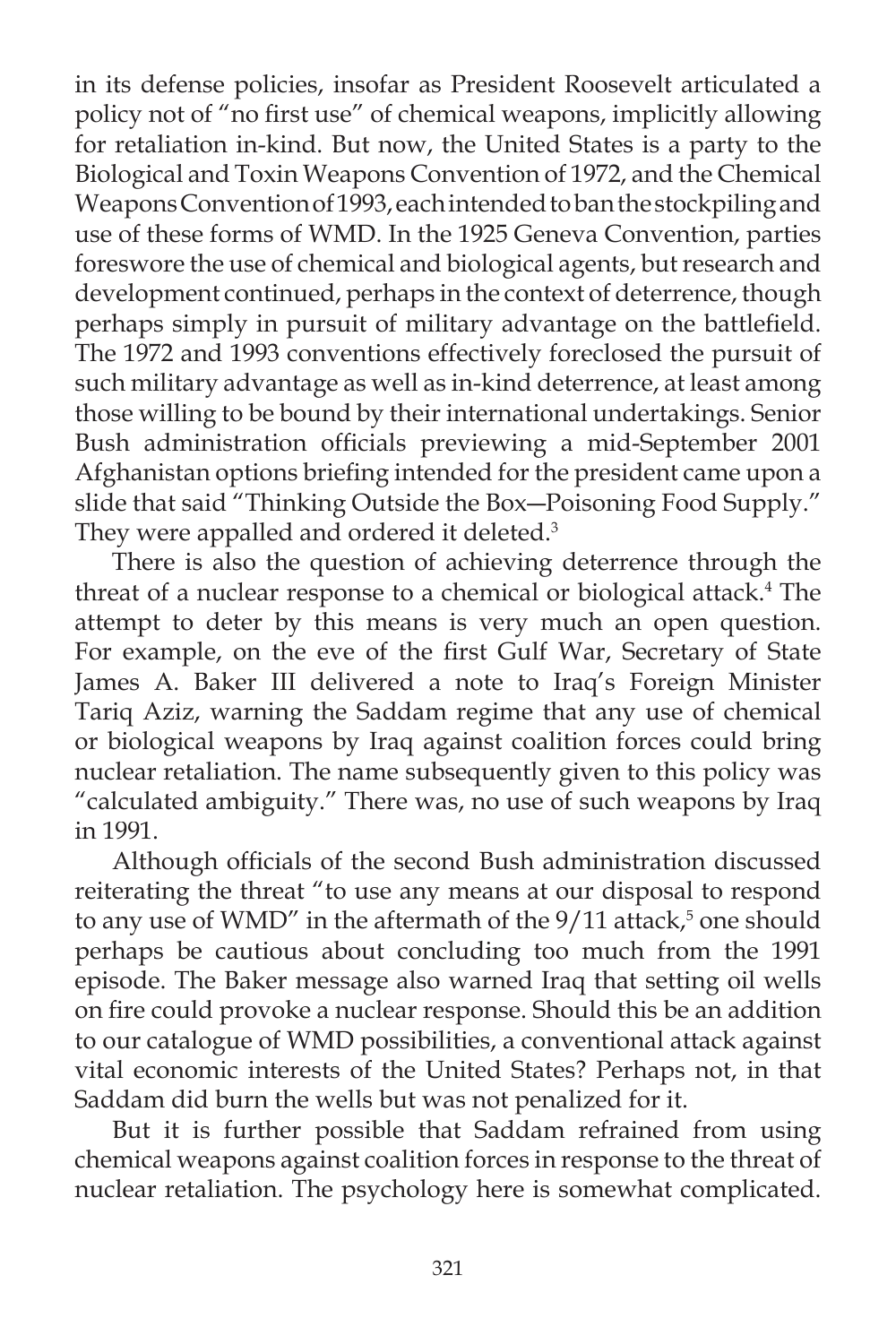in its defense policies, insofar as President Roosevelt articulated a policy not of "no first use" of chemical weapons, implicitly allowing for retaliation in-kind. But now, the United States is a party to the Biological and Toxin Weapons Convention of 1972, and the Chemical Weapons Convention of 1993, each intended to ban the stockpiling and use of these forms of WMD. In the 1925 Geneva Convention, parties foreswore the use of chemical and biological agents, but research and development continued, perhaps in the context of deterrence, though perhaps simply in pursuit of military advantage on the battlefield. The 1972 and 1993 conventions effectively foreclosed the pursuit of such military advantage as well as in-kind deterrence, at least among those willing to be bound by their international undertakings. Senior Bush administration officials previewing a mid-September 2001 Afghanistan options briefing intended for the president came upon a slide that said "Thinking Outside the Box—Poisoning Food Supply." They were appalled and ordered it deleted.[3]

There is also the question of achieving deterrence through the threat of a nuclear response to a chemical or biological attack.[4] The attempt to deter by this means is very much an open question. For example, on the eve of the first Gulf War, Secretary of State James A. Baker III delivered a note to Iraq's Foreign Minister Tariq Aziz, warning the Saddam regime that any use of chemical or biological weapons by Iraq against coalition forces could bring nuclear retaliation. The name subsequently given to this policy was "calculated ambiguity." There was, no use of such weapons by Iraq in 1991.

Although officials of the second Bush administration discussed reiterating the threat "to use any means at our disposal to respond to any use of WMD" in the aftermath of the 9/11 attack,[5] one should perhaps be cautious about concluding too much from the 1991 episode. The Baker message also warned Iraq that setting oil wells on fire could provoke a nuclear response. Should this be an addition to our catalogue of WMD possibilities, a conventional attack against vital economic interests of the United States? Perhaps not, in that Saddam did burn the wells but was not penalized for it.

But it is further possible that Saddam refrained from using chemical weapons against coalition forces in response to the threat of nuclear retaliation. The psychology here is somewhat complicated.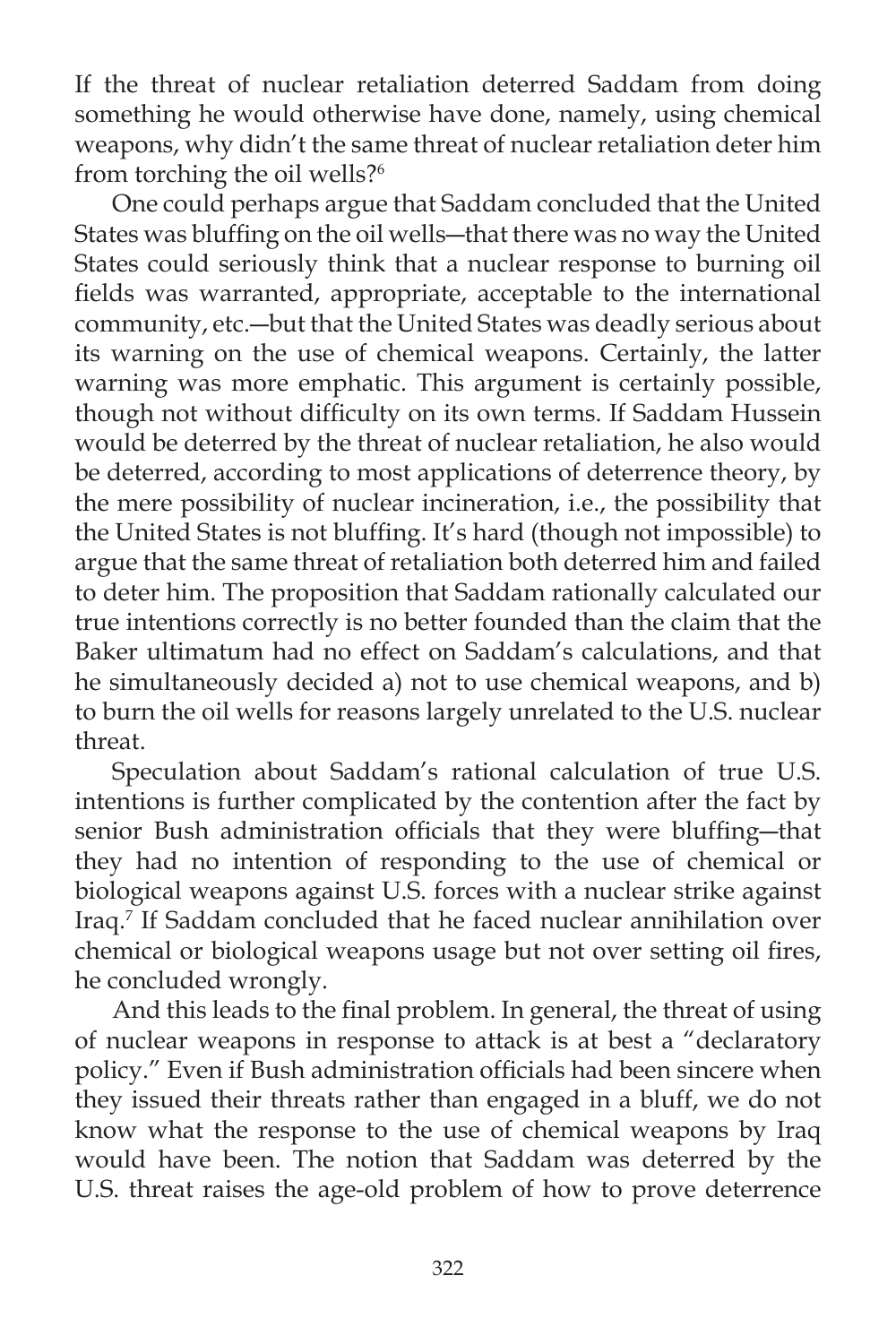If the threat of nuclear retaliation deterred Saddam from doing something he would otherwise have done, namely, using chemical weapons, why didn't the same threat of nuclear retaliation deter him from torching the oil wells?[6]

One could perhaps argue that Saddam concluded that the United States was bluffing on the oil wells—that there was no way the United States could seriously think that a nuclear response to burning oil fields was warranted, appropriate, acceptable to the international community, etc.—but that the United States was deadly serious about its warning on the use of chemical weapons. Certainly, the latter warning was more emphatic. This argument is certainly possible, though not without difficulty on its own terms. If Saddam Hussein would be deterred by the threat of nuclear retaliation, he also would be deterred, according to most applications of deterrence theory, by the mere possibility of nuclear incineration, i.e., the possibility that the United States is not bluffing. It's hard (though not impossible) to argue that the same threat of retaliation both deterred him and failed to deter him. The proposition that Saddam rationally calculated our true intentions correctly is no better founded than the claim that the Baker ultimatum had no effect on Saddam's calculations, and that he simultaneously decided a) not to use chemical weapons, and b) to burn the oil wells for reasons largely unrelated to the U.S. nuclear threat.

Speculation about Saddam's rational calculation of true U.S. intentions is further complicated by the contention after the fact by senior Bush administration officials that they were bluffing—that they had no intention of responding to the use of chemical or biological weapons against U.S. forces with a nuclear strike against Iraq.[7] If Saddam concluded that he faced nuclear annihilation over chemical or biological weapons usage but not over setting oil fires, he concluded wrongly.

And this leads to the final problem. In general, the threat of using of nuclear weapons in response to attack is at best a "declaratory policy." Even if Bush administration officials had been sincere when they issued their threats rather than engaged in a bluff, we do not know what the response to the use of chemical weapons by Iraq would have been. The notion that Saddam was deterred by the U.S. threat raises the age-old problem of how to prove deterrence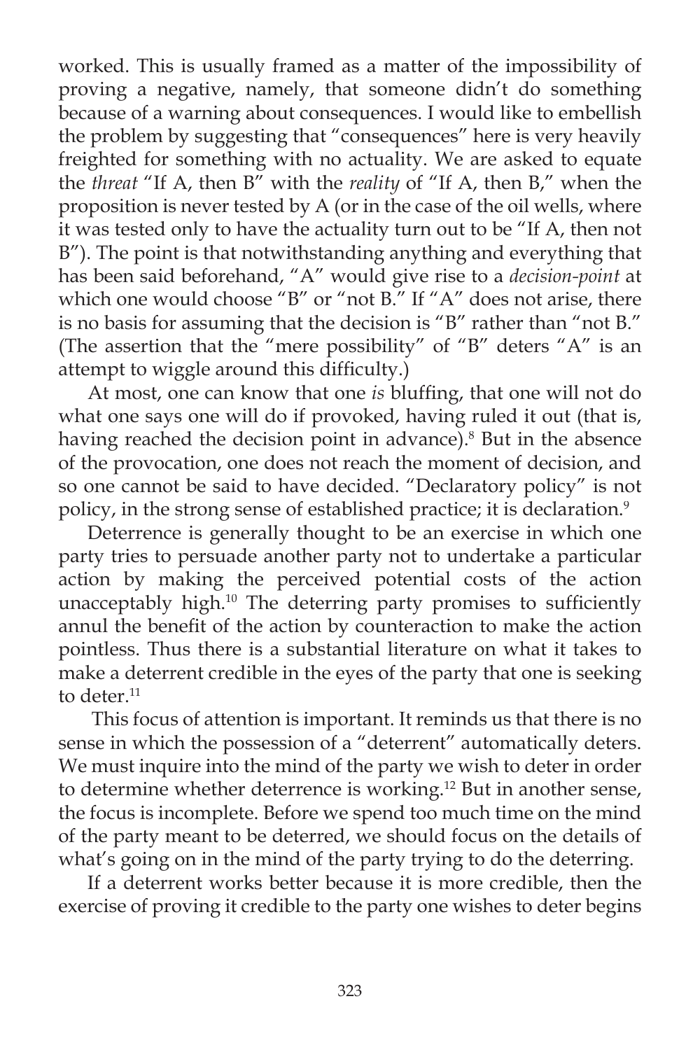worked. This is usually framed as a matter of the impossibility of proving a negative, namely, that someone didn't do something because of a warning about consequences. I would like to embellish the problem by suggesting that "consequences" here is very heavily freighted for something with no actuality. We are asked to equate the *threat* "If A, then B" with the *reality* of "If A, then B," when the proposition is never tested by A (or in the case of the oil wells, where it was tested only to have the actuality turn out to be "If A, then not B"). The point is that notwithstanding anything and everything that has been said beforehand, "A" would give rise to a *decision-point* at which one would choose "B" or "not B." If "A" does not arise, there is no basis for assuming that the decision is "B" rather than "not B." (The assertion that the "mere possibility" of "B" deters "A" is an attempt to wiggle around this difficulty.)

At most, one can know that one *is* bluffing, that one will not do what one says one will do if provoked, having ruled it out (that is, having reached the decision point in advance).[8] But in the absence of the provocation, one does not reach the moment of decision, and so one cannot be said to have decided. "Declaratory policy" is not policy, in the strong sense of established practice; it is declaration.[9]

Deterrence is generally thought to be an exercise in which one party tries to persuade another party not to undertake a particular action by making the perceived potential costs of the action unacceptably high.[10] The deterring party promises to sufficiently annul the benefit of the action by counteraction to make the action pointless. Thus there is a substantial literature on what it takes to make a deterrent credible in the eyes of the party that one is seeking to deter.[11]

This focus of attention is important. It reminds us that there is no sense in which the possession of a "deterrent" automatically deters. We must inquire into the mind of the party we wish to deter in order to determine whether deterrence is working.[12] But in another sense, the focus is incomplete. Before we spend too much time on the mind of the party meant to be deterred, we should focus on the details of what's going on in the mind of the party trying to do the deterring.

If a deterrent works better because it is more credible, then the exercise of proving it credible to the party one wishes to deter begins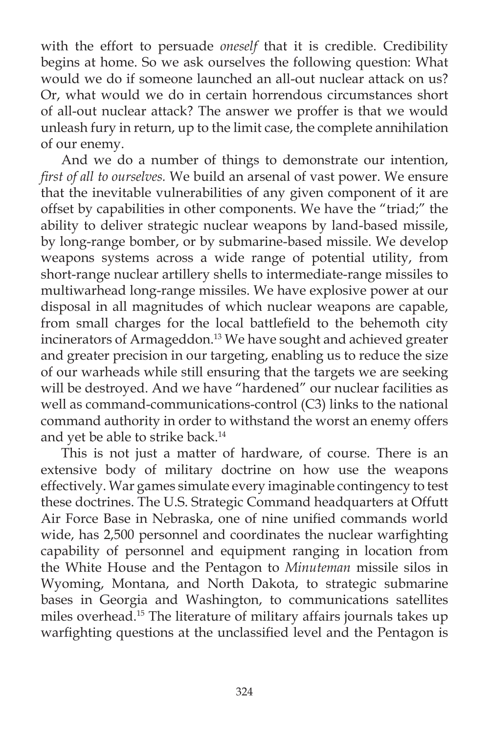with the effort to persuade *oneself* that it is credible. Credibility begins at home. So we ask ourselves the following question: What would we do if someone launched an all-out nuclear attack on us? Or, what would we do in certain horrendous circumstances short of all-out nuclear attack? The answer we proffer is that we would unleash fury in return, up to the limit case, the complete annihilation of our enemy.

And we do a number of things to demonstrate our intention, *first of all to ourselves.* We build an arsenal of vast power. We ensure that the inevitable vulnerabilities of any given component of it are offset by capabilities in other components. We have the "triad;" the ability to deliver strategic nuclear weapons by land-based missile, by long-range bomber, or by submarine-based missile. We develop weapons systems across a wide range of potential utility, from short-range nuclear artillery shells to intermediate-range missiles to multiwarhead long-range missiles. We have explosive power at our disposal in all magnitudes of which nuclear weapons are capable, from small charges for the local battlefield to the behemoth city incinerators of Armageddon.[13] We have sought and achieved greater and greater precision in our targeting, enabling us to reduce the size of our warheads while still ensuring that the targets we are seeking will be destroyed. And we have "hardened" our nuclear facilities as well as command-communications-control (C3) links to the national command authority in order to withstand the worst an enemy offers and yet be able to strike back.[14]

This is not just a matter of hardware, of course. There is an extensive body of military doctrine on how use the weapons effectively. War games simulate every imaginable contingency to test these doctrines. The U.S. Strategic Command headquarters at Offutt Air Force Base in Nebraska, one of nine unified commands world wide, has 2,500 personnel and coordinates the nuclear warfighting capability of personnel and equipment ranging in location from the White House and the Pentagon to *Minuteman* missile silos in Wyoming, Montana, and North Dakota, to strategic submarine bases in Georgia and Washington, to communications satellites miles overhead.[15] The literature of military affairs journals takes up warfighting questions at the unclassified level and the Pentagon is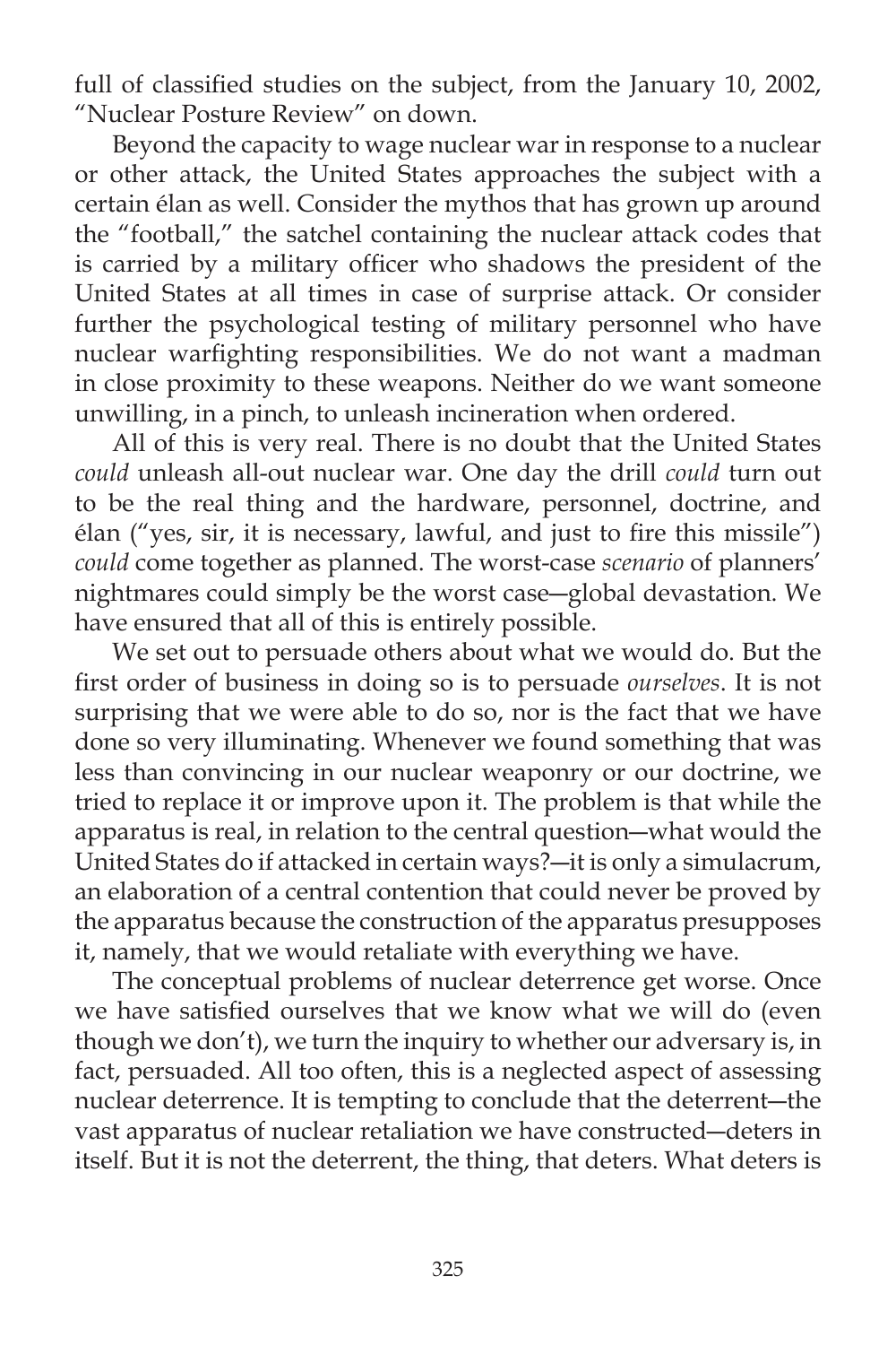full of classified studies on the subject, from the January 10, 2002, "Nuclear Posture Review" on down.

Beyond the capacity to wage nuclear war in response to a nuclear or other attack, the United States approaches the subject with a certain élan as well. Consider the mythos that has grown up around the "football," the satchel containing the nuclear attack codes that is carried by a military officer who shadows the president of the United States at all times in case of surprise attack. Or consider further the psychological testing of military personnel who have nuclear warfighting responsibilities. We do not want a madman in close proximity to these weapons. Neither do we want someone unwilling, in a pinch, to unleash incineration when ordered.

All of this is very real. There is no doubt that the United States *could* unleash all-out nuclear war. One day the drill *could* turn out to be the real thing and the hardware, personnel, doctrine, and élan ("yes, sir, it is necessary, lawful, and just to fire this missile") *could* come together as planned. The worst-case *scenario* of planners' nightmares could simply be the worst case—global devastation. We have ensured that all of this is entirely possible.

We set out to persuade others about what we would do. But the first order of business in doing so is to persuade *ourselves*. It is not surprising that we were able to do so, nor is the fact that we have done so very illuminating. Whenever we found something that was less than convincing in our nuclear weaponry or our doctrine, we tried to replace it or improve upon it. The problem is that while the apparatus is real, in relation to the central question—what would the United States do if attacked in certain ways?—it is only a simulacrum, an elaboration of a central contention that could never be proved by the apparatus because the construction of the apparatus presupposes it, namely, that we would retaliate with everything we have.

The conceptual problems of nuclear deterrence get worse. Once we have satisfied ourselves that we know what we will do (even though we don't), we turn the inquiry to whether our adversary is, in fact, persuaded. All too often, this is a neglected aspect of assessing nuclear deterrence. It is tempting to conclude that the deterrent—the vast apparatus of nuclear retaliation we have constructed—deters in itself. But it is not the deterrent, the thing, that deters. What deters is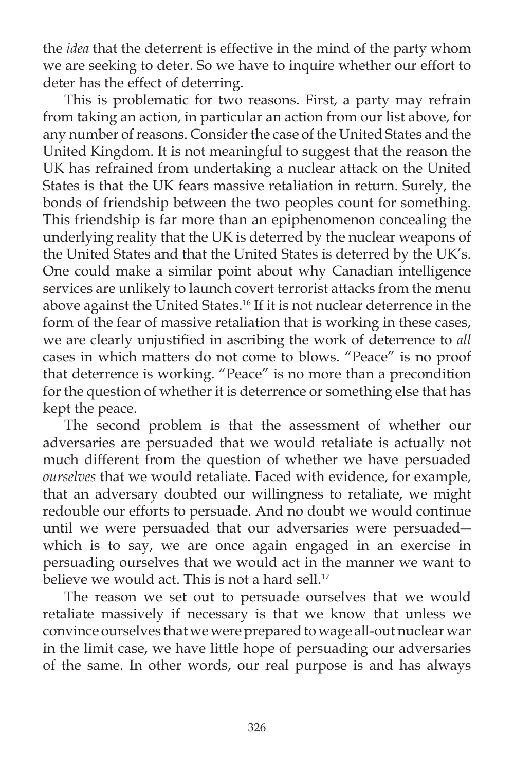the *idea* that the deterrent is effective in the mind of the party whom we are seeking to deter. So we have to inquire whether our effort to deter has the effect of deterring.

This is problematic for two reasons. First, a party may refrain from taking an action, in particular an action from our list above, for any number of reasons. Consider the case of the United States and the United Kingdom. It is not meaningful to suggest that the reason the UK has refrained from undertaking a nuclear attack on the United States is that the UK fears massive retaliation in return. Surely, the bonds of friendship between the two peoples count for something. This friendship is far more than an epiphenomenon concealing the underlying reality that the UK is deterred by the nuclear weapons of the United States and that the United States is deterred by the UK's. One could make a similar point about why Canadian intelligence services are unlikely to launch covert terrorist attacks from the menu above against the United States.[16] If it is not nuclear deterrence in the form of the fear of massive retaliation that is working in these cases, we are clearly unjustified in ascribing the work of deterrence to *all* cases in which matters do not come to blows. "Peace" is no proof that deterrence is working. "Peace" is no more than a precondition for the question of whether it is deterrence or something else that has kept the peace.

The second problem is that the assessment of whether our adversaries are persuaded that we would retaliate is actually not much different from the question of whether we have persuaded *ourselves* that we would retaliate. Faced with evidence, for example, that an adversary doubted our willingness to retaliate, we might redouble our efforts to persuade. And no doubt we would continue until we were persuaded that our adversaries were persuaded—which is to say, we are once again engaged in an exercise in persuading ourselves that we would act in the manner we want to believe we would act. This is not a hard sell.[17]

The reason we set out to persuade ourselves that we would retaliate massively if necessary is that we know that unless we convince ourselves that we were prepared to wage all-out nuclear war in the limit case, we have little hope of persuading our adversaries of the same. In other words, our real purpose is and has always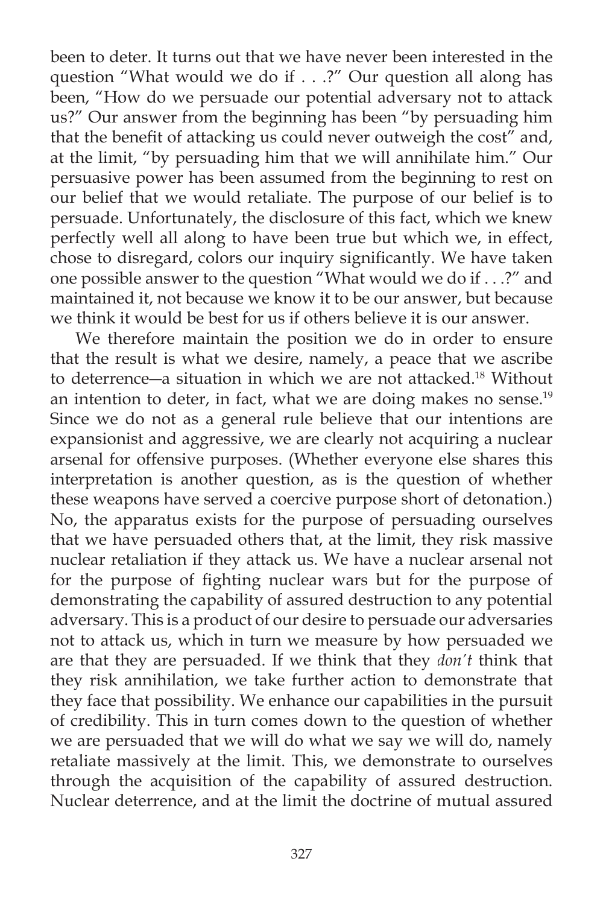been to deter. It turns out that we have never been interested in the question "What would we do if . . .?" Our question all along has been, "How do we persuade our potential adversary not to attack us?" Our answer from the beginning has been "by persuading him that the benefit of attacking us could never outweigh the cost" and, at the limit, "by persuading him that we will annihilate him." Our persuasive power has been assumed from the beginning to rest on our belief that we would retaliate. The purpose of our belief is to persuade. Unfortunately, the disclosure of this fact, which we knew perfectly well all along to have been true but which we, in effect, chose to disregard, colors our inquiry significantly. We have taken one possible answer to the question "What would we do if . . .?" and maintained it, not because we know it to be our answer, but because we think it would be best for us if others believe it is our answer.

We therefore maintain the position we do in order to ensure that the result is what we desire, namely, a peace that we ascribe to deterrence—a situation in which we are not attacked.[18] Without an intention to deter, in fact, what we are doing makes no sense.[19] Since we do not as a general rule believe that our intentions are expansionist and aggressive, we are clearly not acquiring a nuclear arsenal for offensive purposes. (Whether everyone else shares this interpretation is another question, as is the question of whether these weapons have served a coercive purpose short of detonation.) No, the apparatus exists for the purpose of persuading ourselves that we have persuaded others that, at the limit, they risk massive nuclear retaliation if they attack us. We have a nuclear arsenal not for the purpose of fighting nuclear wars but for the purpose of demonstrating the capability of assured destruction to any potential adversary. This is a product of our desire to persuade our adversaries not to attack us, which in turn we measure by how persuaded we are that they are persuaded. If we think that they *don't* think that they risk annihilation, we take further action to demonstrate that they face that possibility. We enhance our capabilities in the pursuit of credibility. This in turn comes down to the question of whether we are persuaded that we will do what we say we will do, namely retaliate massively at the limit. This, we demonstrate to ourselves through the acquisition of the capability of assured destruction. Nuclear deterrence, and at the limit the doctrine of mutual assured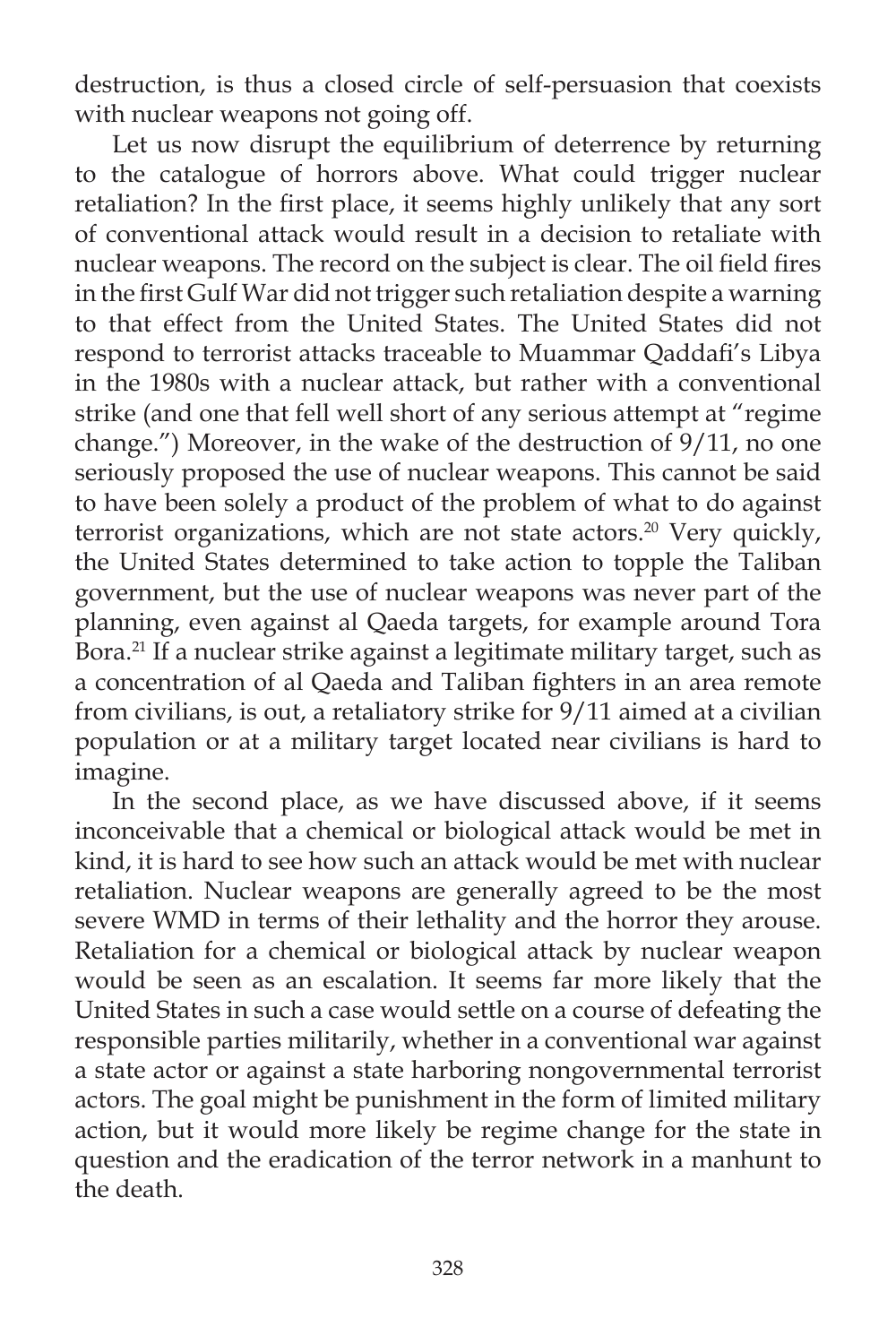destruction, is thus a closed circle of self-persuasion that coexists with nuclear weapons not going off.

Let us now disrupt the equilibrium of deterrence by returning to the catalogue of horrors above. What could trigger nuclear retaliation? In the first place, it seems highly unlikely that any sort of conventional attack would result in a decision to retaliate with nuclear weapons. The record on the subject is clear. The oil field fires in the first Gulf War did not trigger such retaliation despite a warning to that effect from the United States. The United States did not respond to terrorist attacks traceable to Muammar Qaddafi's Libya in the 1980s with a nuclear attack, but rather with a conventional strike (and one that fell well short of any serious attempt at "regime change.") Moreover, in the wake of the destruction of 9/11, no one seriously proposed the use of nuclear weapons. This cannot be said to have been solely a product of the problem of what to do against terrorist organizations, which are not state actors.[20] Very quickly, the United States determined to take action to topple the Taliban government, but the use of nuclear weapons was never part of the planning, even against al Qaeda targets, for example around Tora Bora.[21] If a nuclear strike against a legitimate military target, such as a concentration of al Qaeda and Taliban fighters in an area remote from civilians, is out, a retaliatory strike for 9/11 aimed at a civilian population or at a military target located near civilians is hard to imagine.

In the second place, as we have discussed above, if it seems inconceivable that a chemical or biological attack would be met in kind, it is hard to see how such an attack would be met with nuclear retaliation. Nuclear weapons are generally agreed to be the most severe WMD in terms of their lethality and the horror they arouse. Retaliation for a chemical or biological attack by nuclear weapon would be seen as an escalation. It seems far more likely that the United States in such a case would settle on a course of defeating the responsible parties militarily, whether in a conventional war against a state actor or against a state harboring nongovernmental terrorist actors. The goal might be punishment in the form of limited military action, but it would more likely be regime change for the state in question and the eradication of the terror network in a manhunt to the death.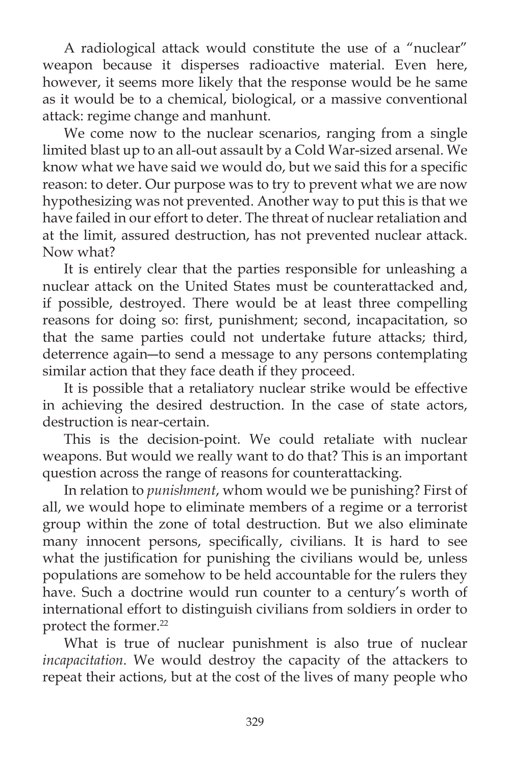A radiological attack would constitute the use of a "nuclear" weapon because it disperses radioactive material. Even here, however, it seems more likely that the response would be he same as it would be to a chemical, biological, or a massive conventional attack: regime change and manhunt.

We come now to the nuclear scenarios, ranging from a single limited blast up to an all-out assault by a Cold War-sized arsenal. We know what we have said we would do, but we said this for a specific reason: to deter. Our purpose was to try to prevent what we are now hypothesizing was not prevented. Another way to put this is that we have failed in our effort to deter. The threat of nuclear retaliation and at the limit, assured destruction, has not prevented nuclear attack. Now what?

It is entirely clear that the parties responsible for unleashing a nuclear attack on the United States must be counterattacked and, if possible, destroyed. There would be at least three compelling reasons for doing so: first, punishment; second, incapacitation, so that the same parties could not undertake future attacks; third, deterrence again—to send a message to any persons contemplating similar action that they face death if they proceed.

It is possible that a retaliatory nuclear strike would be effective in achieving the desired destruction. In the case of state actors, destruction is near-certain.

This is the decision-point. We could retaliate with nuclear weapons. But would we really want to do that? This is an important question across the range of reasons for counterattacking.

In relation to *punishment*, whom would we be punishing? First of all, we would hope to eliminate members of a regime or a terrorist group within the zone of total destruction. But we also eliminate many innocent persons, specifically, civilians. It is hard to see what the justification for punishing the civilians would be, unless populations are somehow to be held accountable for the rulers they have. Such a doctrine would run counter to a century's worth of international effort to distinguish civilians from soldiers in order to protect the former.[22]

What is true of nuclear punishment is also true of nuclear *incapacitation*. We would destroy the capacity of the attackers to repeat their actions, but at the cost of the lives of many people who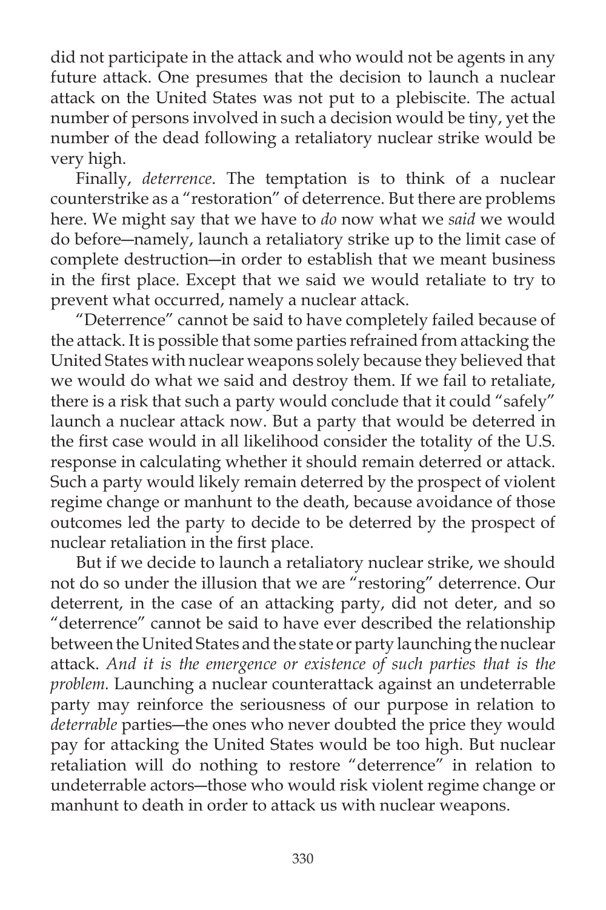did not participate in the attack and who would not be agents in any future attack. One presumes that the decision to launch a nuclear attack on the United States was not put to a plebiscite. The actual number of persons involved in such a decision would be tiny, yet the number of the dead following a retaliatory nuclear strike would be very high.

Finally, *deterrence*. The temptation is to think of a nuclear counterstrike as a "restoration" of deterrence. But there are problems here. We might say that we have to *do* now what we *said* we would do before—namely, launch a retaliatory strike up to the limit case of complete destruction—in order to establish that we meant business in the first place. Except that we said we would retaliate to try to prevent what occurred, namely a nuclear attack.

"Deterrence" cannot be said to have completely failed because of the attack. It is possible that some parties refrained from attacking the United States with nuclear weapons solely because they believed that we would do what we said and destroy them. If we fail to retaliate, there is a risk that such a party would conclude that it could "safely" launch a nuclear attack now. But a party that would be deterred in the first case would in all likelihood consider the totality of the U.S. response in calculating whether it should remain deterred or attack. Such a party would likely remain deterred by the prospect of violent regime change or manhunt to the death, because avoidance of those outcomes led the party to decide to be deterred by the prospect of nuclear retaliation in the first place.

But if we decide to launch a retaliatory nuclear strike, we should not do so under the illusion that we are "restoring" deterrence. Our deterrent, in the case of an attacking party, did not deter, and so "deterrence" cannot be said to have ever described the relationship between the United States and the state or party launching the nuclear attack. *And it is the emergence or existence of such parties that is the problem.* Launching a nuclear counterattack against an undeterrable party may reinforce the seriousness of our purpose in relation to *deterrable* parties—the ones who never doubted the price they would pay for attacking the United States would be too high. But nuclear retaliation will do nothing to restore "deterrence" in relation to undeterrable actors—those who would risk violent regime change or manhunt to death in order to attack us with nuclear weapons.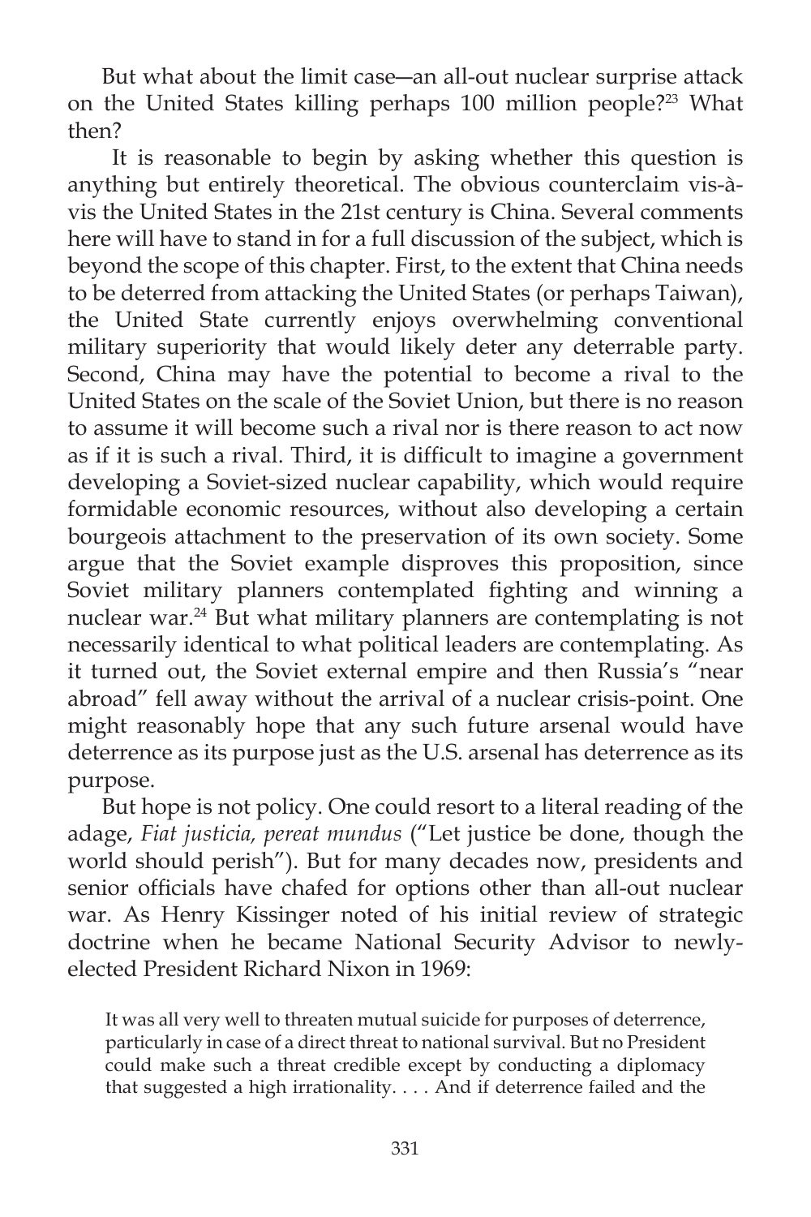But what about the limit case—an all-out nuclear surprise attack on the United States killing perhaps 100 million people?[23] What then?

It is reasonable to begin by asking whether this question is anything but entirely theoretical. The obvious counterclaim vis-à-vis the United States in the 21st century is China. Several comments here will have to stand in for a full discussion of the subject, which is beyond the scope of this chapter. First, to the extent that China needs to be deterred from attacking the United States (or perhaps Taiwan), the United State currently enjoys overwhelming conventional military superiority that would likely deter any deterrable party. Second, China may have the potential to become a rival to the United States on the scale of the Soviet Union, but there is no reason to assume it will become such a rival nor is there reason to act now as if it is such a rival. Third, it is difficult to imagine a government developing a Soviet-sized nuclear capability, which would require formidable economic resources, without also developing a certain bourgeois attachment to the preservation of its own society. Some argue that the Soviet example disproves this proposition, since Soviet military planners contemplated fighting and winning a nuclear war.[24] But what military planners are contemplating is not necessarily identical to what political leaders are contemplating. As it turned out, the Soviet external empire and then Russia's "near abroad" fell away without the arrival of a nuclear crisis-point. One might reasonably hope that any such future arsenal would have deterrence as its purpose just as the U.S. arsenal has deterrence as its purpose.

But hope is not policy. One could resort to a literal reading of the adage, *Fiat justicia, pereat mundus* ("Let justice be done, though the world should perish"). But for many decades now, presidents and senior officials have chafed for options other than all-out nuclear war. As Henry Kissinger noted of his initial review of strategic doctrine when he became National Security Advisor to newly-elected President Richard Nixon in 1969:

> It was all very well to threaten mutual suicide for purposes of deterrence, particularly in case of a direct threat to national survival. But no President could make such a threat credible except by conducting a diplomacy that suggested a high irrationality. . . . And if deterrence failed and the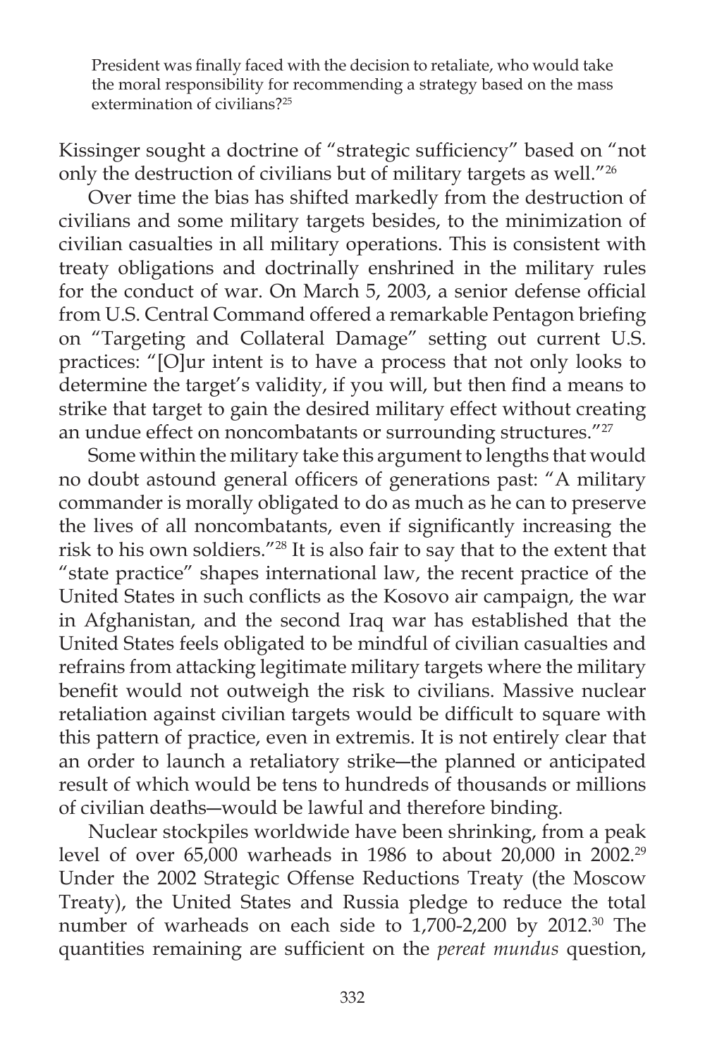> President was finally faced with the decision to retaliate, who would take the moral responsibility for recommending a strategy based on the mass extermination of civilians?[25]

Kissinger sought a doctrine of "strategic sufficiency" based on "not only the destruction of civilians but of military targets as well."[26]

Over time the bias has shifted markedly from the destruction of civilians and some military targets besides, to the minimization of civilian casualties in all military operations. This is consistent with treaty obligations and doctrinally enshrined in the military rules for the conduct of war. On March 5, 2003, a senior defense official from U.S. Central Command offered a remarkable Pentagon briefing on "Targeting and Collateral Damage" setting out current U.S. practices: "[O]ur intent is to have a process that not only looks to determine the target's validity, if you will, but then find a means to strike that target to gain the desired military effect without creating an undue effect on noncombatants or surrounding structures."[27]

Some within the military take this argument to lengths that would no doubt astound general officers of generations past: "A military commander is morally obligated to do as much as he can to preserve the lives of all noncombatants, even if significantly increasing the risk to his own soldiers."[28] It is also fair to say that to the extent that "state practice" shapes international law, the recent practice of the United States in such conflicts as the Kosovo air campaign, the war in Afghanistan, and the second Iraq war has established that the United States feels obligated to be mindful of civilian casualties and refrains from attacking legitimate military targets where the military benefit would not outweigh the risk to civilians. Massive nuclear retaliation against civilian targets would be difficult to square with this pattern of practice, even in extremis. It is not entirely clear that an order to launch a retaliatory strike—the planned or anticipated result of which would be tens to hundreds of thousands or millions of civilian deaths—would be lawful and therefore binding.

Nuclear stockpiles worldwide have been shrinking, from a peak level of over 65,000 warheads in 1986 to about 20,000 in 2002.[29] Under the 2002 Strategic Offense Reductions Treaty (the Moscow Treaty), the United States and Russia pledge to reduce the total number of warheads on each side to 1,700-2,200 by 2012.[30] The quantities remaining are sufficient on the *pereat mundus* question,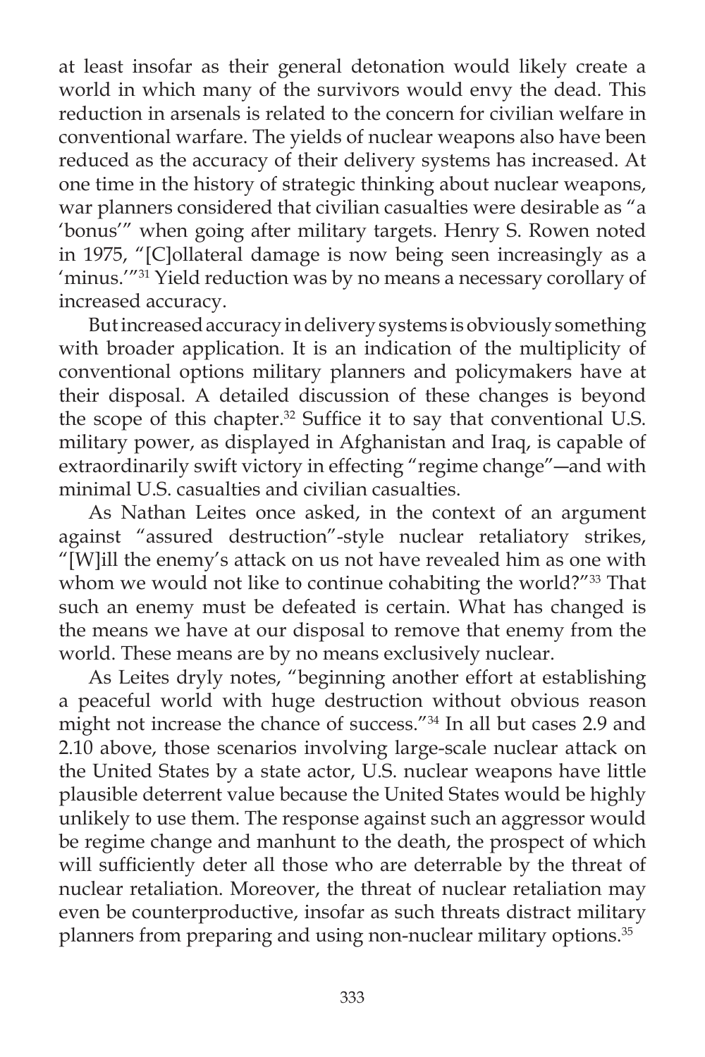at least insofar as their general detonation would likely create a world in which many of the survivors would envy the dead. This reduction in arsenals is related to the concern for civilian welfare in conventional warfare. The yields of nuclear weapons also have been reduced as the accuracy of their delivery systems has increased. At one time in the history of strategic thinking about nuclear weapons, war planners considered that civilian casualties were desirable as "a 'bonus'" when going after military targets. Henry S. Rowen noted in 1975, "[C]ollateral damage is now being seen increasingly as a 'minus.'"[31] Yield reduction was by no means a necessary corollary of increased accuracy.

But increased accuracy in delivery systems is obviously something with broader application. It is an indication of the multiplicity of conventional options military planners and policymakers have at their disposal. A detailed discussion of these changes is beyond the scope of this chapter.[32] Suffice it to say that conventional U.S. military power, as displayed in Afghanistan and Iraq, is capable of extraordinarily swift victory in effecting "regime change"—and with minimal U.S. casualties and civilian casualties.

As Nathan Leites once asked, in the context of an argument against "assured destruction"-style nuclear retaliatory strikes, "[W]ill the enemy's attack on us not have revealed him as one with whom we would not like to continue cohabiting the world?"[33] That such an enemy must be defeated is certain. What has changed is the means we have at our disposal to remove that enemy from the world. These means are by no means exclusively nuclear.

As Leites dryly notes, "beginning another effort at establishing a peaceful world with huge destruction without obvious reason might not increase the chance of success."[34] In all but cases 2.9 and 2.10 above, those scenarios involving large-scale nuclear attack on the United States by a state actor, U.S. nuclear weapons have little plausible deterrent value because the United States would be highly unlikely to use them. The response against such an aggressor would be regime change and manhunt to the death, the prospect of which will sufficiently deter all those who are deterrable by the threat of nuclear retaliation. Moreover, the threat of nuclear retaliation may even be counterproductive, insofar as such threats distract military planners from preparing and using non-nuclear military options.[35]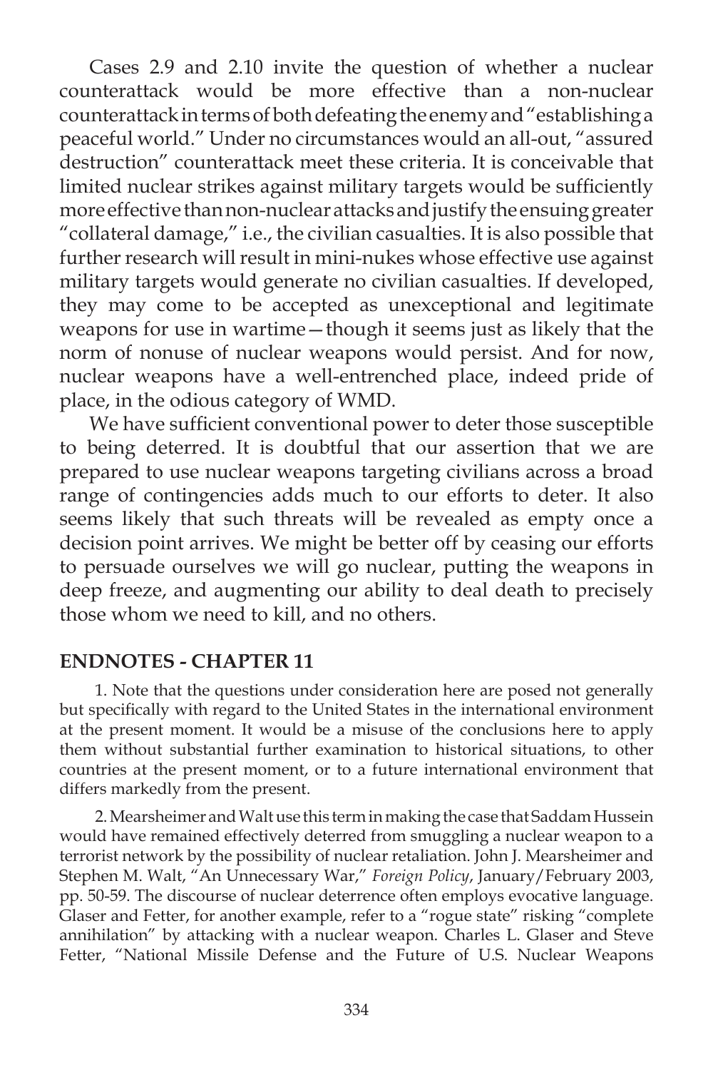Cases 2.9 and 2.10 invite the question of whether a nuclear counterattack would be more effective than a non-nuclear counterattack in terms of both defeating the enemy and "establishing a peaceful world." Under no circumstances would an all-out, "assured destruction" counterattack meet these criteria. It is conceivable that limited nuclear strikes against military targets would be sufficiently more effective than non-nuclear attacks and justify the ensuing greater "collateral damage," i.e., the civilian casualties. It is also possible that further research will result in mini-nukes whose effective use against military targets would generate no civilian casualties. If developed, they may come to be accepted as unexceptional and legitimate weapons for use in wartime—though it seems just as likely that the norm of nonuse of nuclear weapons would persist. And for now, nuclear weapons have a well-entrenched place, indeed pride of place, in the odious category of WMD.

We have sufficient conventional power to deter those susceptible to being deterred. It is doubtful that our assertion that we are prepared to use nuclear weapons targeting civilians across a broad range of contingencies adds much to our efforts to deter. It also seems likely that such threats will be revealed as empty once a decision point arrives. We might be better off by ceasing our efforts to persuade ourselves we will go nuclear, putting the weapons in deep freeze, and augmenting our ability to deal death to precisely those whom we need to kill, and no others.

## ENDNOTES - CHAPTER 11

1. Note that the questions under consideration here are posed not generally but specifically with regard to the United States in the international environment at the present moment. It would be a misuse of the conclusions here to apply them without substantial further examination to historical situations, to other countries at the present moment, or to a future international environment that differs markedly from the present.

2. Mearsheimer and Walt use this term in making the case that Saddam Hussein would have remained effectively deterred from smuggling a nuclear weapon to a terrorist network by the possibility of nuclear retaliation. John J. Mearsheimer and Stephen M. Walt, "An Unnecessary War," *Foreign Policy*, January/February 2003, pp. 50-59. The discourse of nuclear deterrence often employs evocative language. Glaser and Fetter, for another example, refer to a "rogue state" risking "complete annihilation" by attacking with a nuclear weapon. Charles L. Glaser and Steve Fetter, "National Missile Defense and the Future of U.S. Nuclear Weapons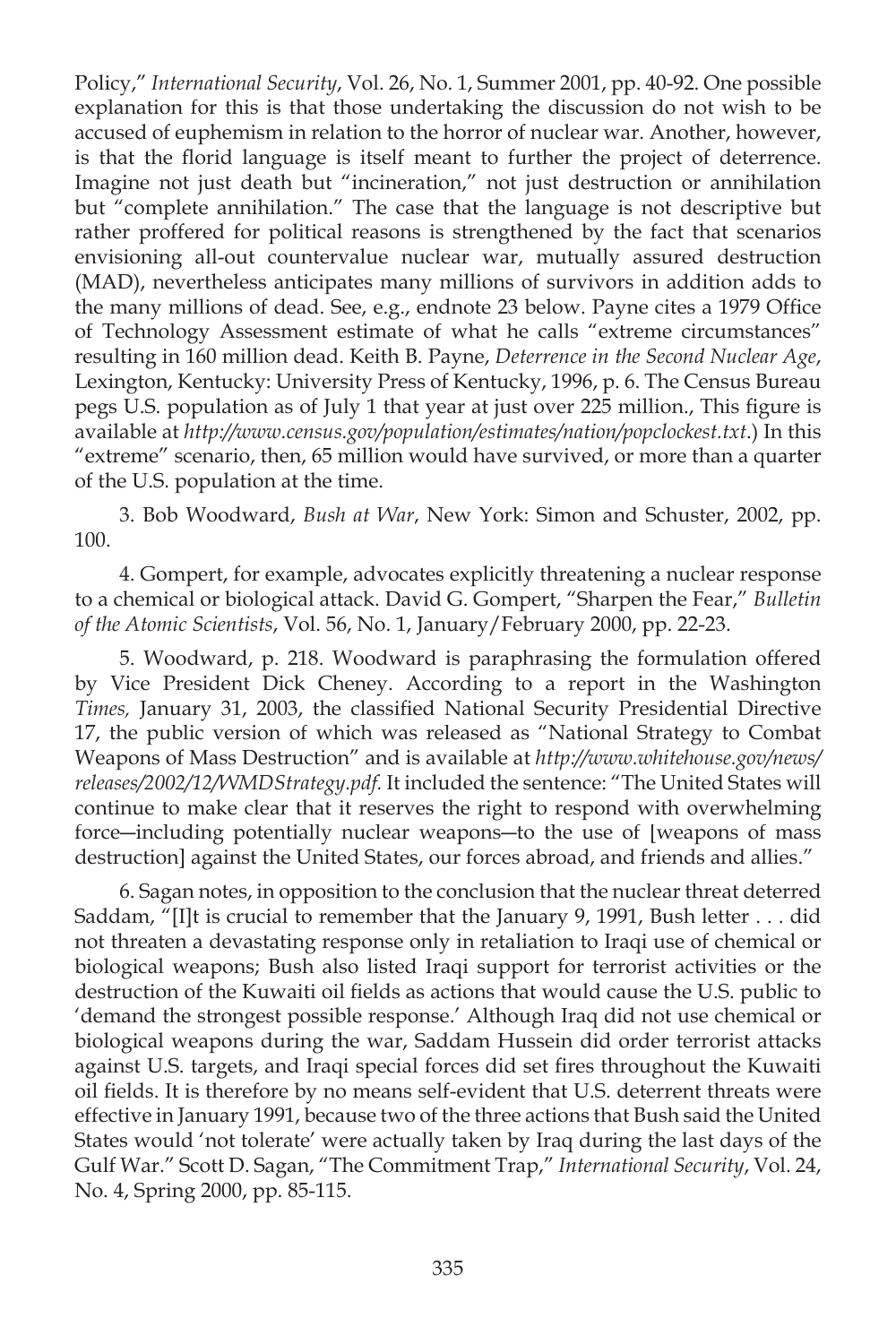Policy," *International Security*, Vol. 26, No. 1, Summer 2001, pp. 40-92. One possible explanation for this is that those undertaking the discussion do not wish to be accused of euphemism in relation to the horror of nuclear war. Another, however, is that the florid language is itself meant to further the project of deterrence. Imagine not just death but "incineration," not just destruction or annihilation but "complete annihilation." The case that the language is not descriptive but rather proffered for political reasons is strengthened by the fact that scenarios envisioning all-out countervalue nuclear war, mutually assured destruction (MAD), nevertheless anticipates many millions of survivors in addition adds to the many millions of dead. See, e.g., endnote 23 below. Payne cites a 1979 Office of Technology Assessment estimate of what he calls "extreme circumstances" resulting in 160 million dead. Keith B. Payne, *Deterrence in the Second Nuclear Age*, Lexington, Kentucky: University Press of Kentucky, 1996, p. 6. The Census Bureau pegs U.S. population as of July 1 that year at just over 225 million., This figure is available at *http://www.census.gov/population/estimates/nation/popclockest.txt*.) In this "extreme" scenario, then, 65 million would have survived, or more than a quarter of the U.S. population at the time.

3. Bob Woodward, *Bush at War*, New York: Simon and Schuster, 2002, pp. 100.

4. Gompert, for example, advocates explicitly threatening a nuclear response to a chemical or biological attack. David G. Gompert, "Sharpen the Fear," *Bulletin of the Atomic Scientists*, Vol. 56, No. 1, January/February 2000, pp. 22-23.

5. Woodward, p. 218. Woodward is paraphrasing the formulation offered by Vice President Dick Cheney. According to a report in the Washington *Times,* January 31, 2003, the classified National Security Presidential Directive 17, the public version of which was released as "National Strategy to Combat Weapons of Mass Destruction" and is available at *http://www.whitehouse.gov/news/releases/2002/12/WMDStrategy.pdf.* It included the sentence: "The United States will continue to make clear that it reserves the right to respond with overwhelming force—including potentially nuclear weapons—to the use of [weapons of mass destruction] against the United States, our forces abroad, and friends and allies."

6. Sagan notes, in opposition to the conclusion that the nuclear threat deterred Saddam, "[I]t is crucial to remember that the January 9, 1991, Bush letter . . . did not threaten a devastating response only in retaliation to Iraqi use of chemical or biological weapons; Bush also listed Iraqi support for terrorist activities or the destruction of the Kuwaiti oil fields as actions that would cause the U.S. public to 'demand the strongest possible response.' Although Iraq did not use chemical or biological weapons during the war, Saddam Hussein did order terrorist attacks against U.S. targets, and Iraqi special forces did set fires throughout the Kuwaiti oil fields. It is therefore by no means self-evident that U.S. deterrent threats were effective in January 1991, because two of the three actions that Bush said the United States would 'not tolerate' were actually taken by Iraq during the last days of the Gulf War." Scott D. Sagan, "The Commitment Trap," *International Security*, Vol. 24, No. 4, Spring 2000, pp. 85-115.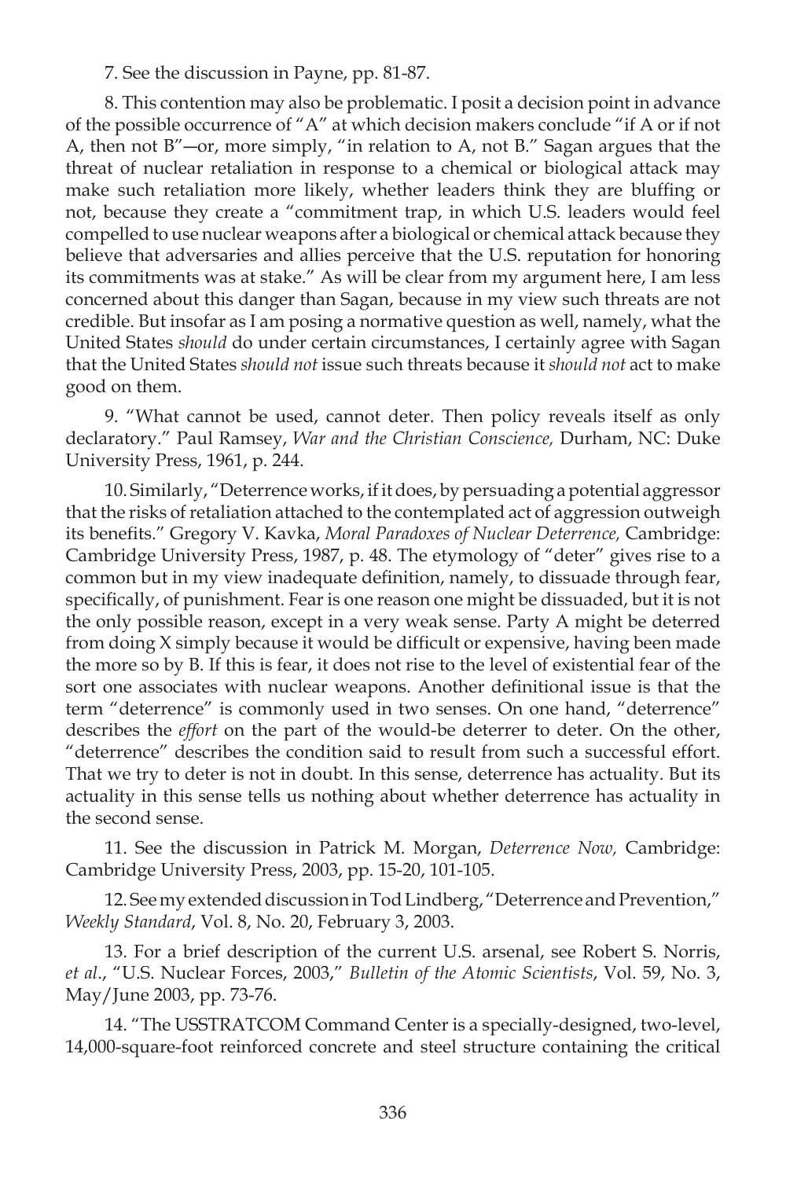7. See the discussion in Payne, pp. 81-87.

8. This contention may also be problematic. I posit a decision point in advance of the possible occurrence of "A" at which decision makers conclude "if A or if not A, then not B"—or, more simply, "in relation to A, not B." Sagan argues that the threat of nuclear retaliation in response to a chemical or biological attack may make such retaliation more likely, whether leaders think they are bluffing or not, because they create a "commitment trap, in which U.S. leaders would feel compelled to use nuclear weapons after a biological or chemical attack because they believe that adversaries and allies perceive that the U.S. reputation for honoring its commitments was at stake." As will be clear from my argument here, I am less concerned about this danger than Sagan, because in my view such threats are not credible. But insofar as I am posing a normative question as well, namely, what the United States *should* do under certain circumstances, I certainly agree with Sagan that the United States *should not* issue such threats because it *should not* act to make good on them.

9. "What cannot be used, cannot deter. Then policy reveals itself as only declaratory." Paul Ramsey, *War and the Christian Conscience,* Durham, NC: Duke University Press, 1961, p. 244.

10. Similarly, "Deterrence works, if it does, by persuading a potential aggressor that the risks of retaliation attached to the contemplated act of aggression outweigh its benefits." Gregory V. Kavka, *Moral Paradoxes of Nuclear Deterrence,* Cambridge: Cambridge University Press, 1987, p. 48. The etymology of "deter" gives rise to a common but in my view inadequate definition, namely, to dissuade through fear, specifically, of punishment. Fear is one reason one might be dissuaded, but it is not the only possible reason, except in a very weak sense. Party A might be deterred from doing X simply because it would be difficult or expensive, having been made the more so by B. If this is fear, it does not rise to the level of existential fear of the sort one associates with nuclear weapons. Another definitional issue is that the term "deterrence" is commonly used in two senses. On one hand, "deterrence" describes the *effort* on the part of the would-be deterrer to deter. On the other, "deterrence" describes the condition said to result from such a successful effort. That we try to deter is not in doubt. In this sense, deterrence has actuality. But its actuality in this sense tells us nothing about whether deterrence has actuality in the second sense.

11. See the discussion in Patrick M. Morgan, *Deterrence Now,* Cambridge: Cambridge University Press, 2003, pp. 15-20, 101-105.

12. See my extended discussion in Tod Lindberg, "Deterrence and Prevention," *Weekly Standard*, Vol. 8, No. 20, February 3, 2003.

13. For a brief description of the current U.S. arsenal, see Robert S. Norris, *et al*., "U.S. Nuclear Forces, 2003," *Bulletin of the Atomic Scientists*, Vol. 59, No. 3, May/June 2003, pp. 73-76.

14. "The USSTRATCOM Command Center is a specially-designed, two-level, 14,000-square-foot reinforced concrete and steel structure containing the critical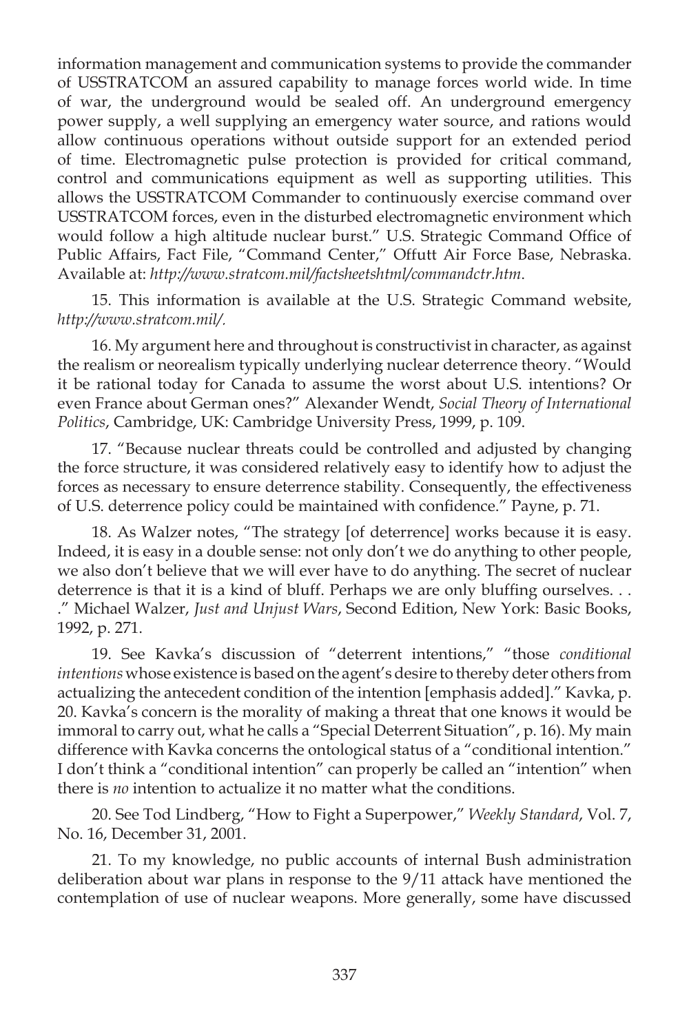information management and communication systems to provide the commander of USSTRATCOM an assured capability to manage forces world wide. In time of war, the underground would be sealed off. An underground emergency power supply, a well supplying an emergency water source, and rations would allow continuous operations without outside support for an extended period of time. Electromagnetic pulse protection is provided for critical command, control and communications equipment as well as supporting utilities. This allows the USSTRATCOM Commander to continuously exercise command over USSTRATCOM forces, even in the disturbed electromagnetic environment which would follow a high altitude nuclear burst." U.S. Strategic Command Office of Public Affairs, Fact File, "Command Center," Offutt Air Force Base, Nebraska. Available at: *http://www.stratcom.mil/factsheetshtml/commandctr.htm*.

15. This information is available at the U.S. Strategic Command website, *http://www.stratcom.mil/.*

16. My argument here and throughout is constructivist in character, as against the realism or neorealism typically underlying nuclear deterrence theory. "Would it be rational today for Canada to assume the worst about U.S. intentions? Or even France about German ones?" Alexander Wendt, *Social Theory of International Politics*, Cambridge, UK: Cambridge University Press, 1999, p. 109.

17. "Because nuclear threats could be controlled and adjusted by changing the force structure, it was considered relatively easy to identify how to adjust the forces as necessary to ensure deterrence stability. Consequently, the effectiveness of U.S. deterrence policy could be maintained with confidence." Payne, p. 71.

18. As Walzer notes, "The strategy [of deterrence] works because it is easy. Indeed, it is easy in a double sense: not only don't we do anything to other people, we also don't believe that we will ever have to do anything. The secret of nuclear deterrence is that it is a kind of bluff. Perhaps we are only bluffing ourselves. . . ." Michael Walzer, *Just and Unjust Wars*, Second Edition, New York: Basic Books, 1992, p. 271.

19. See Kavka's discussion of "deterrent intentions," "those *conditional intentions* whose existence is based on the agent's desire to thereby deter others from actualizing the antecedent condition of the intention [emphasis added]." Kavka, p. 20. Kavka's concern is the morality of making a threat that one knows it would be immoral to carry out, what he calls a "Special Deterrent Situation", p. 16). My main difference with Kavka concerns the ontological status of a "conditional intention." I don't think a "conditional intention" can properly be called an "intention" when there is *no* intention to actualize it no matter what the conditions.

20. See Tod Lindberg, "How to Fight a Superpower," *Weekly Standard*, Vol. 7, No. 16, December 31, 2001.

21. To my knowledge, no public accounts of internal Bush administration deliberation about war plans in response to the 9/11 attack have mentioned the contemplation of use of nuclear weapons. More generally, some have discussed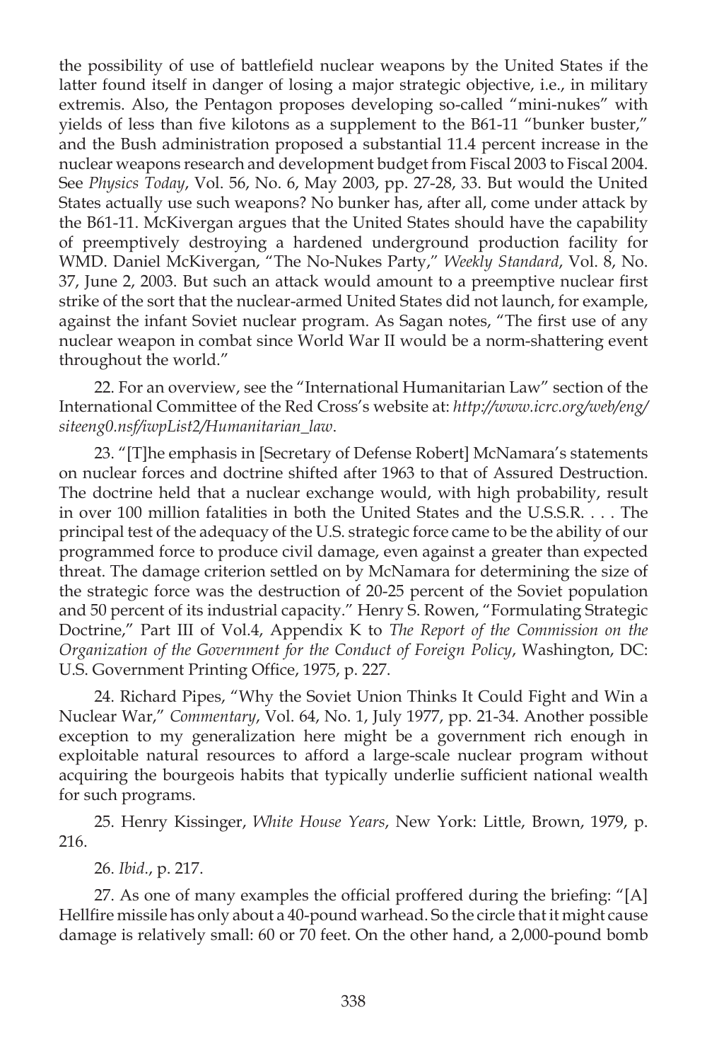the possibility of use of battlefield nuclear weapons by the United States if the latter found itself in danger of losing a major strategic objective, i.e., in military extremis. Also, the Pentagon proposes developing so-called "mini-nukes" with yields of less than five kilotons as a supplement to the B61-11 "bunker buster," and the Bush administration proposed a substantial 11.4 percent increase in the nuclear weapons research and development budget from Fiscal 2003 to Fiscal 2004. See *Physics Today*, Vol. 56, No. 6, May 2003, pp. 27-28, 33. But would the United States actually use such weapons? No bunker has, after all, come under attack by the B61-11. McKivergan argues that the United States should have the capability of preemptively destroying a hardened underground production facility for WMD. Daniel McKivergan, "The No-Nukes Party," *Weekly Standard*, Vol. 8, No. 37, June 2, 2003. But such an attack would amount to a preemptive nuclear first strike of the sort that the nuclear-armed United States did not launch, for example, against the infant Soviet nuclear program. As Sagan notes, "The first use of any nuclear weapon in combat since World War II would be a norm-shattering event throughout the world."

22. For an overview, see the "International Humanitarian Law" section of the International Committee of the Red Cross's website at: *http://www.icrc.org/web/eng/siteeng0.nsf/iwpList2/Humanitarian_law*.

23. "[T]he emphasis in [Secretary of Defense Robert] McNamara's statements on nuclear forces and doctrine shifted after 1963 to that of Assured Destruction. The doctrine held that a nuclear exchange would, with high probability, result in over 100 million fatalities in both the United States and the U.S.S.R. . . . The principal test of the adequacy of the U.S. strategic force came to be the ability of our programmed force to produce civil damage, even against a greater than expected threat. The damage criterion settled on by McNamara for determining the size of the strategic force was the destruction of 20-25 percent of the Soviet population and 50 percent of its industrial capacity." Henry S. Rowen, "Formulating Strategic Doctrine," Part III of Vol.4, Appendix K to *The Report of the Commission on the Organization of the Government for the Conduct of Foreign Policy*, Washington, DC: U.S. Government Printing Office, 1975, p. 227.

24. Richard Pipes, "Why the Soviet Union Thinks It Could Fight and Win a Nuclear War," *Commentary*, Vol. 64, No. 1, July 1977, pp. 21-34. Another possible exception to my generalization here might be a government rich enough in exploitable natural resources to afford a large-scale nuclear program without acquiring the bourgeois habits that typically underlie sufficient national wealth for such programs.

25. Henry Kissinger, *White House Years*, New York: Little, Brown, 1979, p. 216.

26. *Ibid*., p. 217.

27. As one of many examples the official proffered during the briefing: "[A] Hellfire missile has only about a 40-pound warhead. So the circle that it might cause damage is relatively small: 60 or 70 feet. On the other hand, a 2,000-pound bomb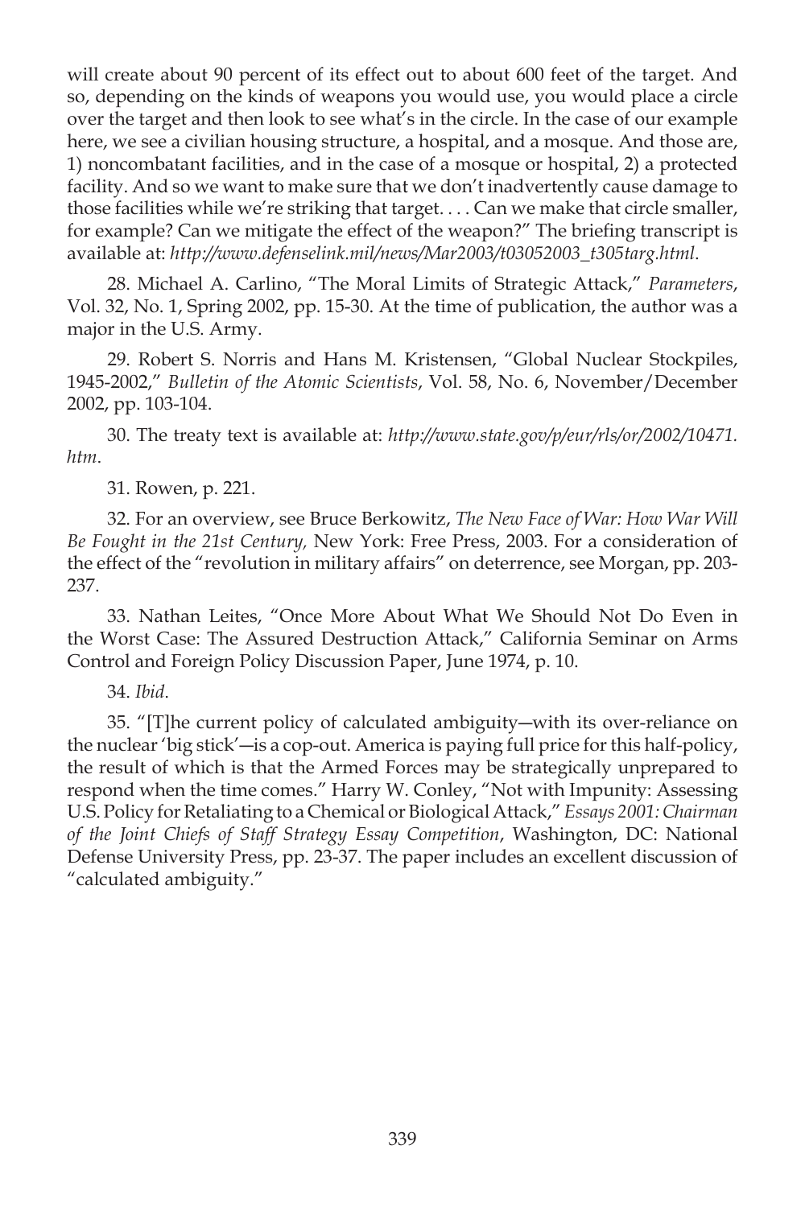will create about 90 percent of its effect out to about 600 feet of the target. And so, depending on the kinds of weapons you would use, you would place a circle over the target and then look to see what's in the circle. In the case of our example here, we see a civilian housing structure, a hospital, and a mosque. And those are, 1) noncombatant facilities, and in the case of a mosque or hospital, 2) a protected facility. And so we want to make sure that we don't inadvertently cause damage to those facilities while we're striking that target. . . . Can we make that circle smaller, for example? Can we mitigate the effect of the weapon?" The briefing transcript is available at: *http://www.defenselink.mil/news/Mar2003/t03052003_t305targ.html*.

28. Michael A. Carlino, "The Moral Limits of Strategic Attack," *Parameters*, Vol. 32, No. 1, Spring 2002, pp. 15-30. At the time of publication, the author was a major in the U.S. Army.

29. Robert S. Norris and Hans M. Kristensen, "Global Nuclear Stockpiles, 1945-2002," *Bulletin of the Atomic Scientists*, Vol. 58, No. 6, November/December 2002, pp. 103-104.

30. The treaty text is available at: *http://www.state.gov/p/eur/rls/or/2002/10471.htm*.

31. Rowen, p. 221.

32. For an overview, see Bruce Berkowitz, *The New Face of War: How War Will Be Fought in the 21st Century,* New York: Free Press, 2003. For a consideration of the effect of the "revolution in military affairs" on deterrence, see Morgan, pp. 203-237.

33. Nathan Leites, "Once More About What We Should Not Do Even in the Worst Case: The Assured Destruction Attack," California Seminar on Arms Control and Foreign Policy Discussion Paper, June 1974, p. 10.

34. *Ibid*.

35. "[T]he current policy of calculated ambiguity—with its over-reliance on the nuclear 'big stick'—is a cop-out. America is paying full price for this half-policy, the result of which is that the Armed Forces may be strategically unprepared to respond when the time comes." Harry W. Conley, "Not with Impunity: Assessing U.S. Policy for Retaliating to a Chemical or Biological Attack," *Essays 2001: Chairman of the Joint Chiefs of Staff Strategy Essay Competition*, Washington, DC: National Defense University Press, pp. 23-37. The paper includes an excellent discussion of "calculated ambiguity."